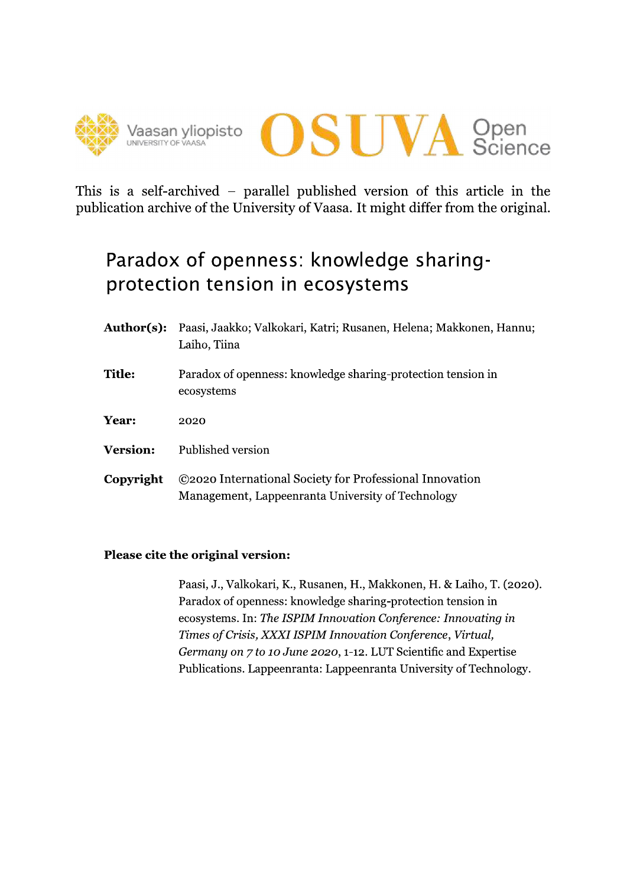This is a self-archived – parallel published version of this article in the publication archive of the University of Vaasa. It might differ from the original.

# Paradox of openness: knowledge sharing-protection tension in ecosystems

**Author(s):** Paasi, Jaakko; Valkokari, Katri; Rusanen, Helena; Makkonen, Hannu; Laiho, Tiina

**Title:** Paradox of openness: knowledge sharing-protection tension in ecosystems

**Year:** 2020

**Version:** Published version

**Copyright** ©2020 International Society for Professional Innovation Management, Lappeenranta University of Technology

**Please cite the original version:**

Paasi, J., Valkokari, K., Rusanen, H., Makkonen, H. & Laiho, T. (2020). Paradox of openness: knowledge sharing-protection tension in ecosystems. In: *The ISPIM Innovation Conference: Innovating in Times of Crisis, XXXI ISPIM Innovation Conference*, *Virtual, Germany on 7 to 10 June 2020*, 1-12. LUT Scientific and Expertise Publications. Lappeenranta: Lappeenranta University of Technology.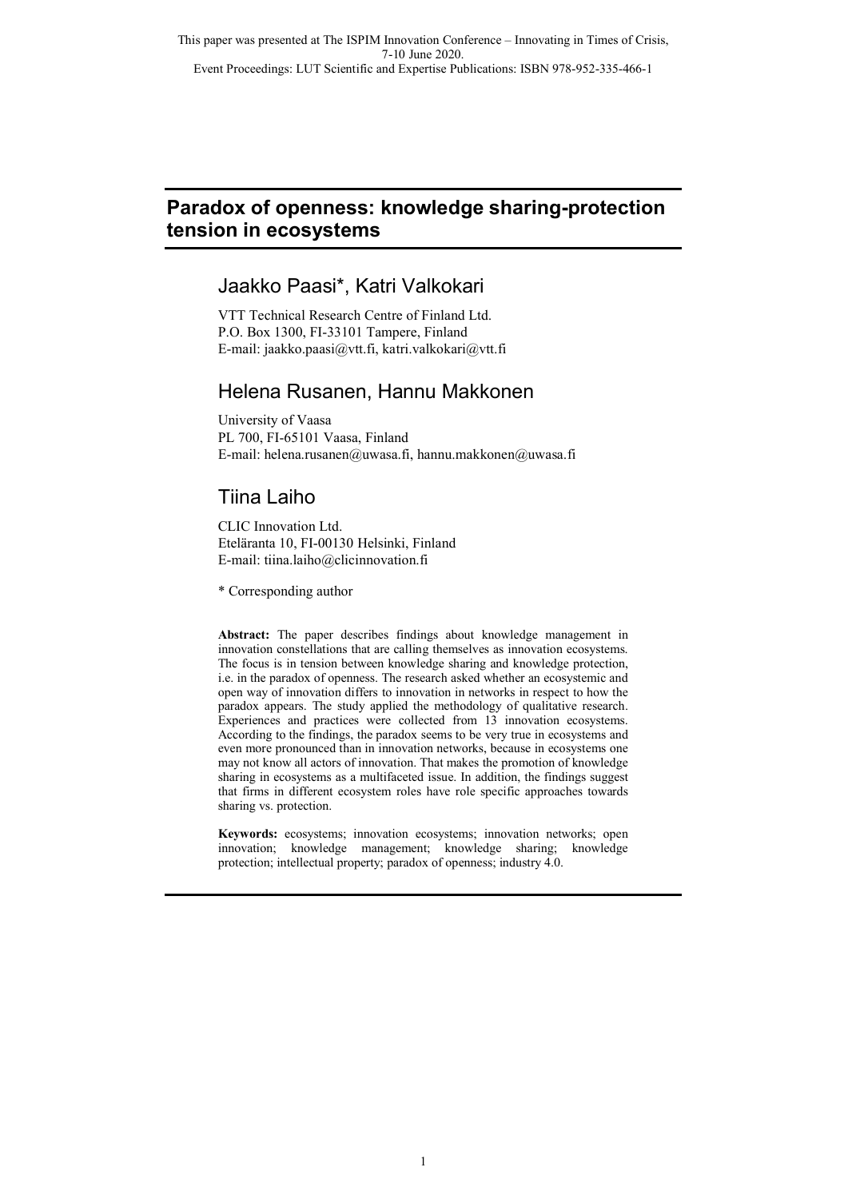This paper was presented at The ISPIM Innovation Conference – Innovating in Times of Crisis, 7-10 June 2020.
Event Proceedings: LUT Scientific and Expertise Publications: ISBN 978-952-335-466-1

# Paradox of openness: knowledge sharing-protection tension in ecosystems

## Jaakko Paasi*, Katri Valkokari

VTT Technical Research Centre of Finland Ltd.
P.O. Box 1300, FI-33101 Tampere, Finland
E-mail: jaakko.paasi@vtt.fi, katri.valkokari@vtt.fi

## Helena Rusanen, Hannu Makkonen

University of Vaasa
PL 700, FI-65101 Vaasa, Finland
E-mail: helena.rusanen@uwasa.fi, hannu.makkonen@uwasa.fi

## Tiina Laiho

CLIC Innovation Ltd.
Eteläranta 10, FI-00130 Helsinki, Finland
E-mail: tiina.laiho@clicinnovation.fi

\* Corresponding author

**Abstract:** The paper describes findings about knowledge management in innovation constellations that are calling themselves as innovation ecosystems. The focus is in tension between knowledge sharing and knowledge protection, i.e. in the paradox of openness. The research asked whether an ecosystemic and open way of innovation differs to innovation in networks in respect to how the paradox appears. The study applied the methodology of qualitative research. Experiences and practices were collected from 13 innovation ecosystems. According to the findings, the paradox seems to be very true in ecosystems and even more pronounced than in innovation networks, because in ecosystems one may not know all actors of innovation. That makes the promotion of knowledge sharing in ecosystems as a multifaceted issue. In addition, the findings suggest that firms in different ecosystem roles have role specific approaches towards sharing vs. protection.

**Keywords:** ecosystems; innovation ecosystems; innovation networks; open innovation; knowledge management; knowledge sharing; knowledge protection; intellectual property; paradox of openness; industry 4.0.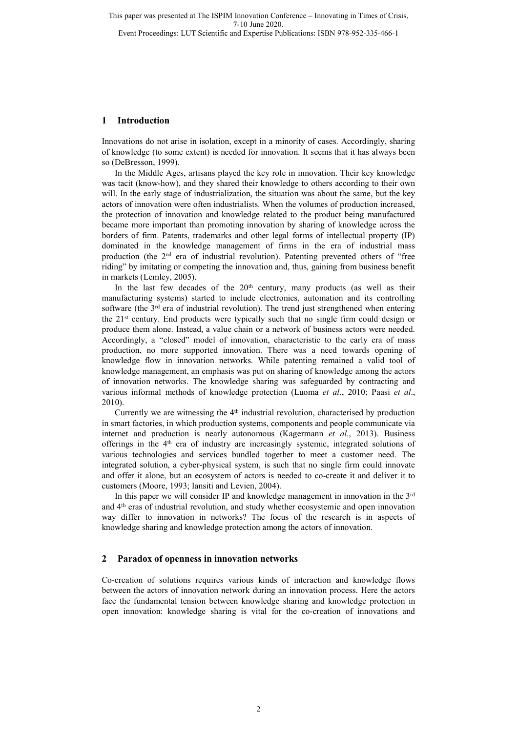## 1 Introduction

Innovations do not arise in isolation, except in a minority of cases. Accordingly, sharing of knowledge (to some extent) is needed for innovation. It seems that it has always been so (DeBresson, 1999).

In the Middle Ages, artisans played the key role in innovation. Their key knowledge was tacit (know-how), and they shared their knowledge to others according to their own will. In the early stage of industrialization, the situation was about the same, but the key actors of innovation were often industrialists. When the volumes of production increased, the protection of innovation and knowledge related to the product being manufactured became more important than promoting innovation by sharing of knowledge across the borders of firm. Patents, trademarks and other legal forms of intellectual property (IP) dominated in the knowledge management of firms in the era of industrial mass production (the 2nd era of industrial revolution). Patenting prevented others of "free riding" by imitating or competing the innovation and, thus, gaining from business benefit in markets (Lemley, 2005).

In the last few decades of the 20th century, many products (as well as their manufacturing systems) started to include electronics, automation and its controlling software (the 3rd era of industrial revolution). The trend just strengthened when entering the 21st century. End products were typically such that no single firm could design or produce them alone. Instead, a value chain or a network of business actors were needed. Accordingly, a "closed" model of innovation, characteristic to the early era of mass production, no more supported innovation. There was a need towards opening of knowledge flow in innovation networks. While patenting remained a valid tool of knowledge management, an emphasis was put on sharing of knowledge among the actors of innovation networks. The knowledge sharing was safeguarded by contracting and various informal methods of knowledge protection (Luoma *et al*., 2010; Paasi *et al*., 2010).

Currently we are witnessing the 4th industrial revolution, characterised by production in smart factories, in which production systems, components and people communicate via internet and production is nearly autonomous (Kagermann *et al*., 2013). Business offerings in the 4th era of industry are increasingly systemic, integrated solutions of various technologies and services bundled together to meet a customer need. The integrated solution, a cyber-physical system, is such that no single firm could innovate and offer it alone, but an ecosystem of actors is needed to co-create it and deliver it to customers (Moore, 1993; Iansiti and Levien, 2004).

In this paper we will consider IP and knowledge management in innovation in the 3rd and 4th eras of industrial revolution, and study whether ecosystemic and open innovation way differ to innovation in networks? The focus of the research is in aspects of knowledge sharing and knowledge protection among the actors of innovation.

## 2 Paradox of openness in innovation networks

Co-creation of solutions requires various kinds of interaction and knowledge flows between the actors of innovation network during an innovation process. Here the actors face the fundamental tension between knowledge sharing and knowledge protection in open innovation: knowledge sharing is vital for the co-creation of innovations and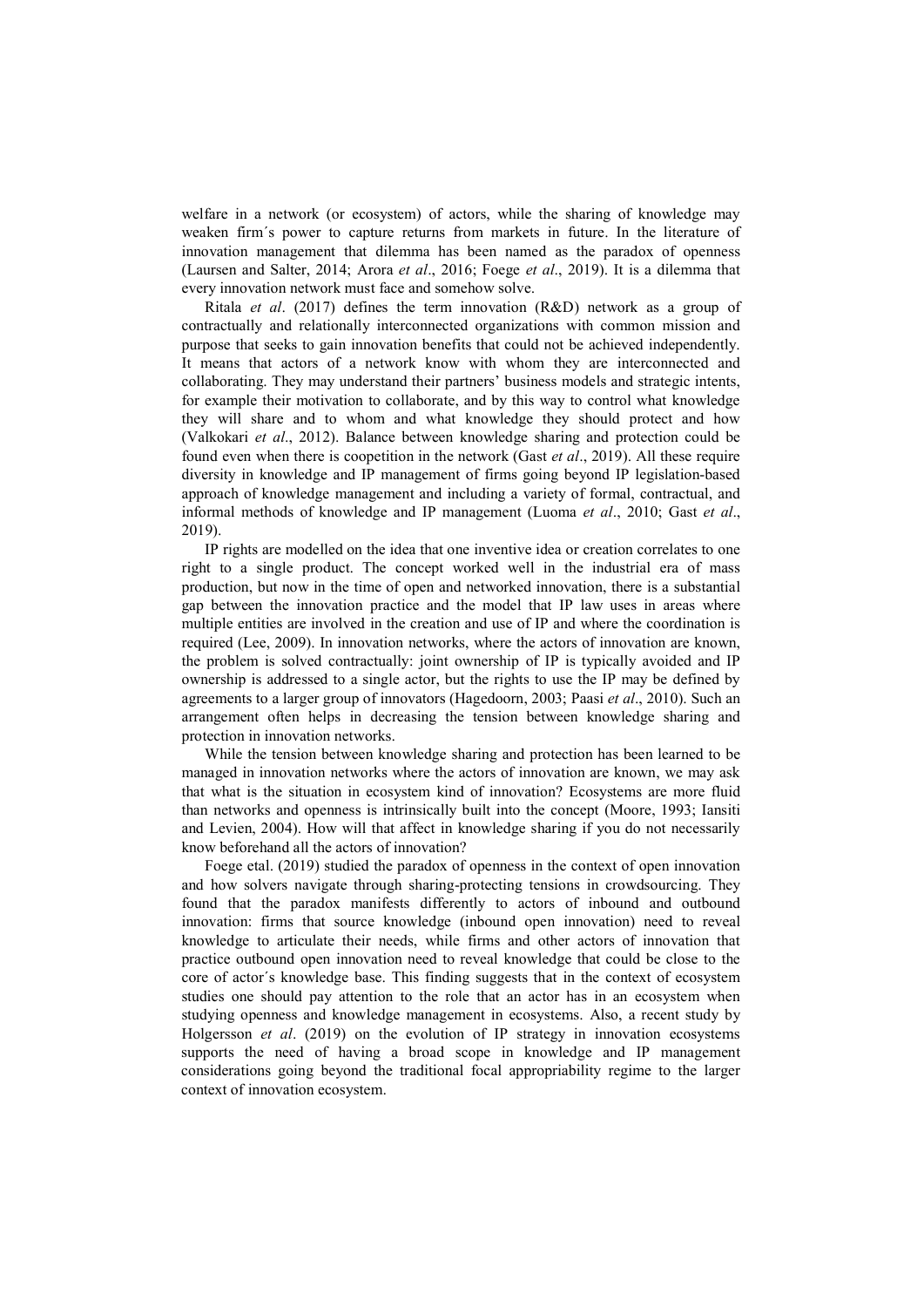welfare in a network (or ecosystem) of actors, while the sharing of knowledge may weaken firm´s power to capture returns from markets in future. In the literature of innovation management that dilemma has been named as the paradox of openness (Laursen and Salter, 2014; Arora *et al*., 2016; Foege *et al*., 2019). It is a dilemma that every innovation network must face and somehow solve.

Ritala *et al*. (2017) defines the term innovation (R&D) network as a group of contractually and relationally interconnected organizations with common mission and purpose that seeks to gain innovation benefits that could not be achieved independently. It means that actors of a network know with whom they are interconnected and collaborating. They may understand their partners' business models and strategic intents, for example their motivation to collaborate, and by this way to control what knowledge they will share and to whom and what knowledge they should protect and how (Valkokari *et al*., 2012). Balance between knowledge sharing and protection could be found even when there is coopetition in the network (Gast *et al*., 2019). All these require diversity in knowledge and IP management of firms going beyond IP legislation-based approach of knowledge management and including a variety of formal, contractual, and informal methods of knowledge and IP management (Luoma *et al*., 2010; Gast *et al*., 2019).

IP rights are modelled on the idea that one inventive idea or creation correlates to one right to a single product. The concept worked well in the industrial era of mass production, but now in the time of open and networked innovation, there is a substantial gap between the innovation practice and the model that IP law uses in areas where multiple entities are involved in the creation and use of IP and where the coordination is required (Lee, 2009). In innovation networks, where the actors of innovation are known, the problem is solved contractually: joint ownership of IP is typically avoided and IP ownership is addressed to a single actor, but the rights to use the IP may be defined by agreements to a larger group of innovators (Hagedoorn, 2003; Paasi *et al*., 2010). Such an arrangement often helps in decreasing the tension between knowledge sharing and protection in innovation networks.

While the tension between knowledge sharing and protection has been learned to be managed in innovation networks where the actors of innovation are known, we may ask that what is the situation in ecosystem kind of innovation? Ecosystems are more fluid than networks and openness is intrinsically built into the concept (Moore, 1993; Iansiti and Levien, 2004). How will that affect in knowledge sharing if you do not necessarily know beforehand all the actors of innovation?

Foege etal. (2019) studied the paradox of openness in the context of open innovation and how solvers navigate through sharing-protecting tensions in crowdsourcing. They found that the paradox manifests differently to actors of inbound and outbound innovation: firms that source knowledge (inbound open innovation) need to reveal knowledge to articulate their needs, while firms and other actors of innovation that practice outbound open innovation need to reveal knowledge that could be close to the core of actor´s knowledge base. This finding suggests that in the context of ecosystem studies one should pay attention to the role that an actor has in an ecosystem when studying openness and knowledge management in ecosystems. Also, a recent study by Holgersson *et al*. (2019) on the evolution of IP strategy in innovation ecosystems supports the need of having a broad scope in knowledge and IP management considerations going beyond the traditional focal appropriability regime to the larger context of innovation ecosystem.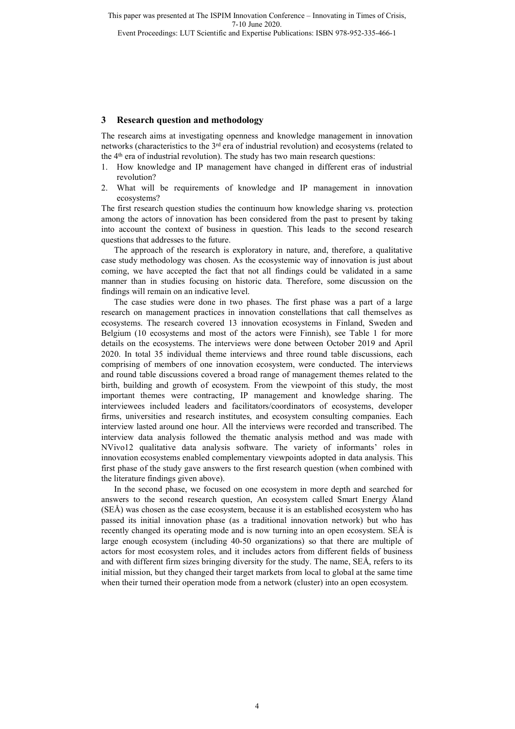## 3 Research question and methodology

The research aims at investigating openness and knowledge management in innovation networks (characteristics to the 3rd era of industrial revolution) and ecosystems (related to the 4th era of industrial revolution). The study has two main research questions:

1. How knowledge and IP management have changed in different eras of industrial revolution?
2. What will be requirements of knowledge and IP management in innovation ecosystems?

The first research question studies the continuum how knowledge sharing vs. protection among the actors of innovation has been considered from the past to present by taking into account the context of business in question. This leads to the second research questions that addresses to the future.

The approach of the research is exploratory in nature, and, therefore, a qualitative case study methodology was chosen. As the ecosystemic way of innovation is just about coming, we have accepted the fact that not all findings could be validated in a same manner than in studies focusing on historic data. Therefore, some discussion on the findings will remain on an indicative level.

The case studies were done in two phases. The first phase was a part of a large research on management practices in innovation constellations that call themselves as ecosystems. The research covered 13 innovation ecosystems in Finland, Sweden and Belgium (10 ecosystems and most of the actors were Finnish), see Table 1 for more details on the ecosystems. The interviews were done between October 2019 and April 2020. In total 35 individual theme interviews and three round table discussions, each comprising of members of one innovation ecosystem, were conducted. The interviews and round table discussions covered a broad range of management themes related to the birth, building and growth of ecosystem. From the viewpoint of this study, the most important themes were contracting, IP management and knowledge sharing. The interviewees included leaders and facilitators/coordinators of ecosystems, developer firms, universities and research institutes, and ecosystem consulting companies. Each interview lasted around one hour. All the interviews were recorded and transcribed. The interview data analysis followed the thematic analysis method and was made with NVivo12 qualitative data analysis software. The variety of informants' roles in innovation ecosystems enabled complementary viewpoints adopted in data analysis. This first phase of the study gave answers to the first research question (when combined with the literature findings given above).

In the second phase, we focused on one ecosystem in more depth and searched for answers to the second research question, An ecosystem called Smart Energy Åland (SEÅ) was chosen as the case ecosystem, because it is an established ecosystem who has passed its initial innovation phase (as a traditional innovation network) but who has recently changed its operating mode and is now turning into an open ecosystem. SEÅ is large enough ecosystem (including 40-50 organizations) so that there are multiple of actors for most ecosystem roles, and it includes actors from different fields of business and with different firm sizes bringing diversity for the study. The name, SEÅ, refers to its initial mission, but they changed their target markets from local to global at the same time when their turned their operation mode from a network (cluster) into an open ecosystem.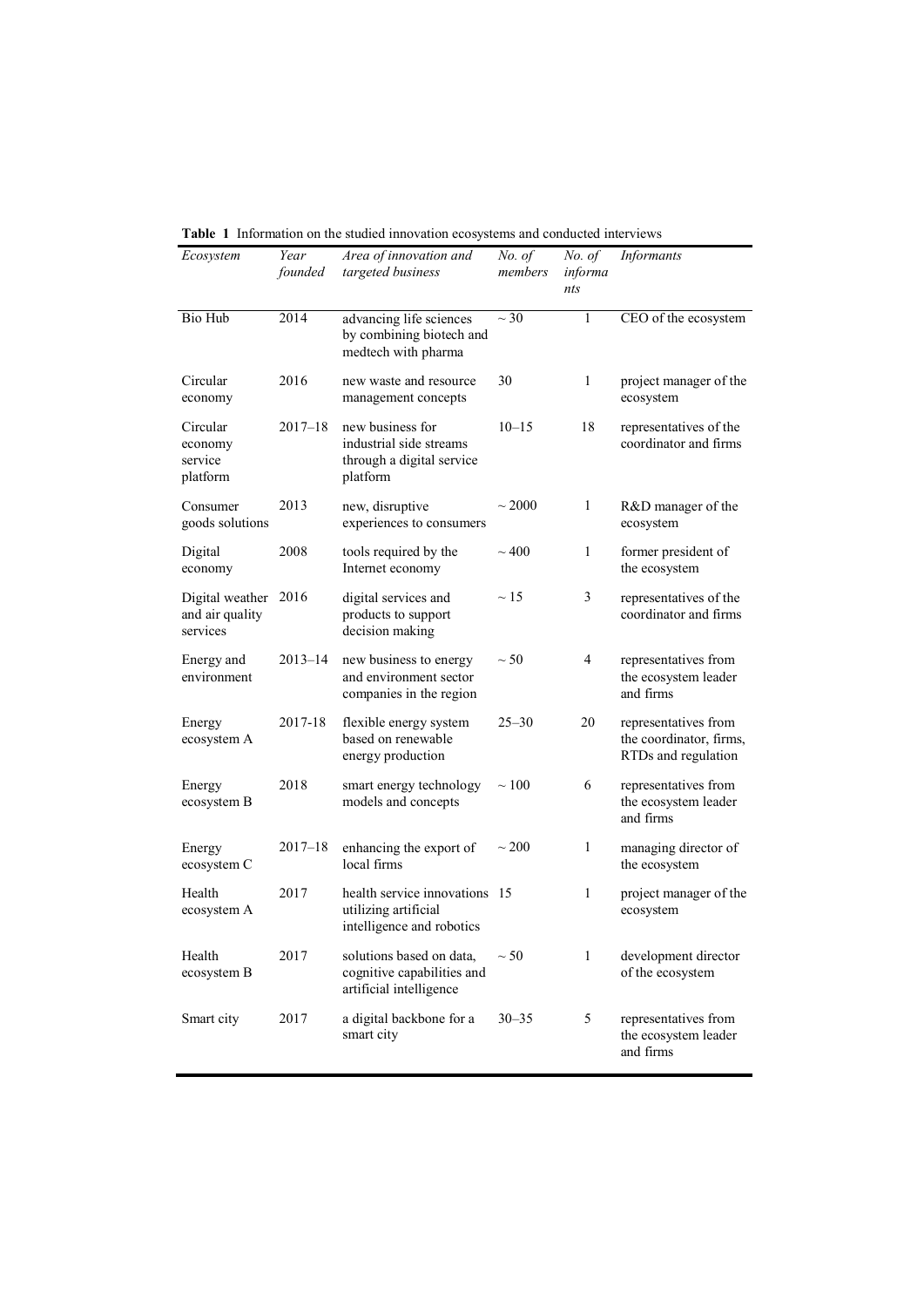**Table 1** Information on the studied innovation ecosystems and conducted interviews

| *Ecosystem* | *Year founded* | *Area of innovation and targeted business* | *No. of members* | *No. of informants* | *Informants* |
|---|---|---|---|---|---|
| Bio Hub | 2014 | advancing life sciences by combining biotech and medtech with pharma | ~ 30 | 1 | CEO of the ecosystem |
| Circular economy | 2016 | new waste and resource management concepts | 30 | 1 | project manager of the ecosystem |
| Circular economy service platform | 2017–18 | new business for industrial side streams through a digital service platform | 10–15 | 18 | representatives of the coordinator and firms |
| Consumer goods solutions | 2013 | new, disruptive experiences to consumers | ~ 2000 | 1 | R&D manager of the ecosystem |
| Digital economy | 2008 | tools required by the Internet economy | ~ 400 | 1 | former president of the ecosystem |
| Digital weather and air quality services | 2016 | digital services and products to support decision making | ~ 15 | 3 | representatives of the coordinator and firms |
| Energy and environment | 2013–14 | new business to energy and environment sector companies in the region | ~ 50 | 4 | representatives from the ecosystem leader and firms |
| Energy ecosystem A | 2017-18 | flexible energy system based on renewable energy production | 25–30 | 20 | representatives from the coordinator, firms, RTDs and regulation |
| Energy ecosystem B | 2018 | smart energy technology models and concepts | ~ 100 | 6 | representatives from the ecosystem leader and firms |
| Energy ecosystem C | 2017–18 | enhancing the export of local firms | ~ 200 | 1 | managing director of the ecosystem |
| Health ecosystem A | 2017 | health service innovations utilizing artificial intelligence and robotics | 15 | 1 | project manager of the ecosystem |
| Health ecosystem B | 2017 | solutions based on data, cognitive capabilities and artificial intelligence | ~ 50 | 1 | development director of the ecosystem |
| Smart city | 2017 | a digital backbone for a smart city | 30–35 | 5 | representatives from the ecosystem leader and firms |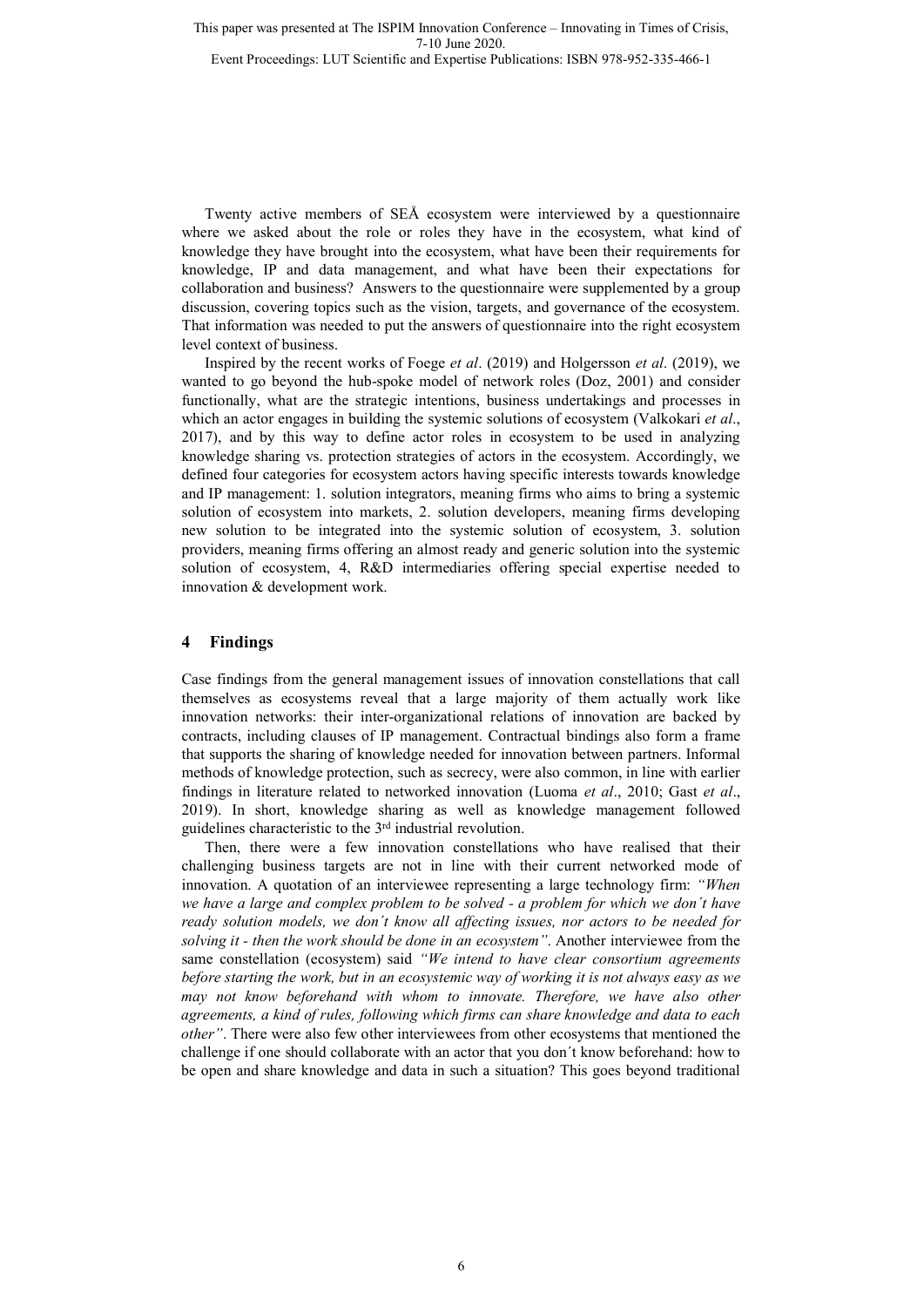Twenty active members of SEÅ ecosystem were interviewed by a questionnaire where we asked about the role or roles they have in the ecosystem, what kind of knowledge they have brought into the ecosystem, what have been their requirements for knowledge, IP and data management, and what have been their expectations for collaboration and business? Answers to the questionnaire were supplemented by a group discussion, covering topics such as the vision, targets, and governance of the ecosystem. That information was needed to put the answers of questionnaire into the right ecosystem level context of business.

Inspired by the recent works of Foege *et al*. (2019) and Holgersson *et al*. (2019), we wanted to go beyond the hub-spoke model of network roles (Doz, 2001) and consider functionally, what are the strategic intentions, business undertakings and processes in which an actor engages in building the systemic solutions of ecosystem (Valkokari *et al*., 2017), and by this way to define actor roles in ecosystem to be used in analyzing knowledge sharing vs. protection strategies of actors in the ecosystem. Accordingly, we defined four categories for ecosystem actors having specific interests towards knowledge and IP management: 1. solution integrators, meaning firms who aims to bring a systemic solution of ecosystem into markets, 2. solution developers, meaning firms developing new solution to be integrated into the systemic solution of ecosystem, 3. solution providers, meaning firms offering an almost ready and generic solution into the systemic solution of ecosystem, 4, R&D intermediaries offering special expertise needed to innovation & development work.

## 4 Findings

Case findings from the general management issues of innovation constellations that call themselves as ecosystems reveal that a large majority of them actually work like innovation networks: their inter-organizational relations of innovation are backed by contracts, including clauses of IP management. Contractual bindings also form a frame that supports the sharing of knowledge needed for innovation between partners. Informal methods of knowledge protection, such as secrecy, were also common, in line with earlier findings in literature related to networked innovation (Luoma *et al*., 2010; Gast *et al*., 2019). In short, knowledge sharing as well as knowledge management followed guidelines characteristic to the 3rd industrial revolution.

Then, there were a few innovation constellations who have realised that their challenging business targets are not in line with their current networked mode of innovation. A quotation of an interviewee representing a large technology firm: *"When we have a large and complex problem to be solved - a problem for which we don´t have ready solution models, we don´t know all affecting issues, nor actors to be needed for solving it - then the work should be done in an ecosystem"*. Another interviewee from the same constellation (ecosystem) said *"We intend to have clear consortium agreements before starting the work, but in an ecosystemic way of working it is not always easy as we may not know beforehand with whom to innovate. Therefore, we have also other agreements, a kind of rules, following which firms can share knowledge and data to each other"*. There were also few other interviewees from other ecosystems that mentioned the challenge if one should collaborate with an actor that you don´t know beforehand: how to be open and share knowledge and data in such a situation? This goes beyond traditional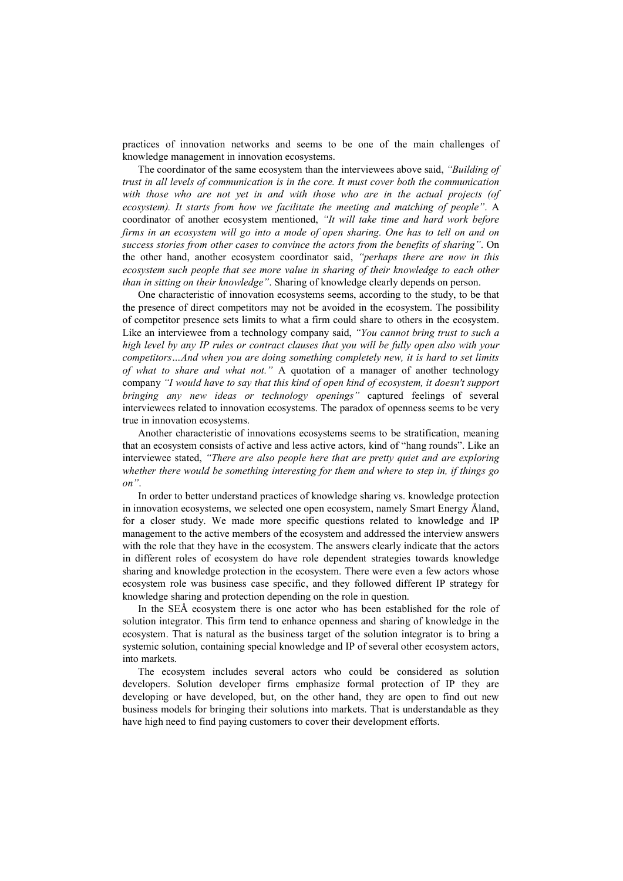practices of innovation networks and seems to be one of the main challenges of knowledge management in innovation ecosystems.

The coordinator of the same ecosystem than the interviewees above said, *"Building of trust in all levels of communication is in the core. It must cover both the communication with those who are not yet in and with those who are in the actual projects (of ecosystem). It starts from how we facilitate the meeting and matching of people"*. A coordinator of another ecosystem mentioned, *"It will take time and hard work before firms in an ecosystem will go into a mode of open sharing. One has to tell on and on success stories from other cases to convince the actors from the benefits of sharing"*. On the other hand, another ecosystem coordinator said, *"perhaps there are now in this ecosystem such people that see more value in sharing of their knowledge to each other than in sitting on their knowledge"*. Sharing of knowledge clearly depends on person.

One characteristic of innovation ecosystems seems, according to the study, to be that the presence of direct competitors may not be avoided in the ecosystem. The possibility of competitor presence sets limits to what a firm could share to others in the ecosystem. Like an interviewee from a technology company said, *"You cannot bring trust to such a high level by any IP rules or contract clauses that you will be fully open also with your competitors…And when you are doing something completely new, it is hard to set limits of what to share and what not."* A quotation of a manager of another technology company *"I would have to say that this kind of open kind of ecosystem, it doesn't support bringing any new ideas or technology openings"* captured feelings of several interviewees related to innovation ecosystems. The paradox of openness seems to be very true in innovation ecosystems.

Another characteristic of innovations ecosystems seems to be stratification, meaning that an ecosystem consists of active and less active actors, kind of "hang rounds". Like an interviewee stated, *"There are also people here that are pretty quiet and are exploring whether there would be something interesting for them and where to step in, if things go on"*.

In order to better understand practices of knowledge sharing vs. knowledge protection in innovation ecosystems, we selected one open ecosystem, namely Smart Energy Åland, for a closer study. We made more specific questions related to knowledge and IP management to the active members of the ecosystem and addressed the interview answers with the role that they have in the ecosystem. The answers clearly indicate that the actors in different roles of ecosystem do have role dependent strategies towards knowledge sharing and knowledge protection in the ecosystem. There were even a few actors whose ecosystem role was business case specific, and they followed different IP strategy for knowledge sharing and protection depending on the role in question.

In the SEÅ ecosystem there is one actor who has been established for the role of solution integrator. This firm tend to enhance openness and sharing of knowledge in the ecosystem. That is natural as the business target of the solution integrator is to bring a systemic solution, containing special knowledge and IP of several other ecosystem actors, into markets.

The ecosystem includes several actors who could be considered as solution developers. Solution developer firms emphasize formal protection of IP they are developing or have developed, but, on the other hand, they are open to find out new business models for bringing their solutions into markets. That is understandable as they have high need to find paying customers to cover their development efforts.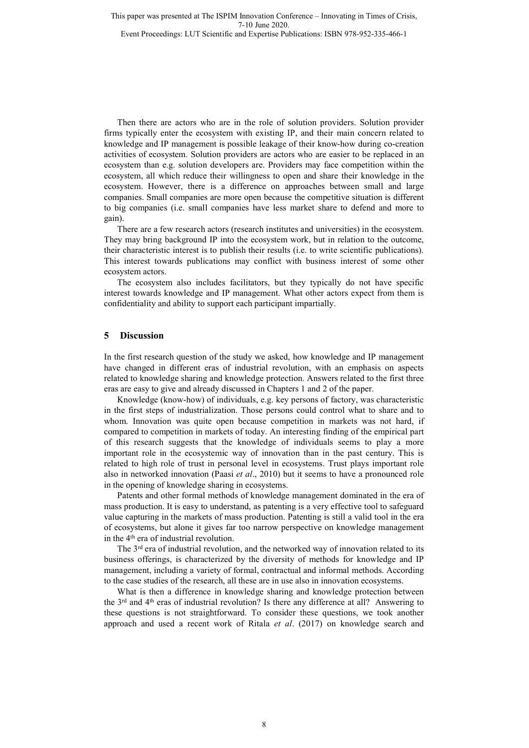Then there are actors who are in the role of solution providers. Solution provider firms typically enter the ecosystem with existing IP, and their main concern related to knowledge and IP management is possible leakage of their know-how during co-creation activities of ecosystem. Solution providers are actors who are easier to be replaced in an ecosystem than e.g. solution developers are. Providers may face competition within the ecosystem, all which reduce their willingness to open and share their knowledge in the ecosystem. However, there is a difference on approaches between small and large companies. Small companies are more open because the competitive situation is different to big companies (i.e. small companies have less market share to defend and more to gain).

There are a few research actors (research institutes and universities) in the ecosystem. They may bring background IP into the ecosystem work, but in relation to the outcome, their characteristic interest is to publish their results (i.e. to write scientific publications). This interest towards publications may conflict with business interest of some other ecosystem actors.

The ecosystem also includes facilitators, but they typically do not have specific interest towards knowledge and IP management. What other actors expect from them is confidentiality and ability to support each participant impartially.

## 5 Discussion

In the first research question of the study we asked, how knowledge and IP management have changed in different eras of industrial revolution, with an emphasis on aspects related to knowledge sharing and knowledge protection. Answers related to the first three eras are easy to give and already discussed in Chapters 1 and 2 of the paper.

Knowledge (know-how) of individuals, e.g. key persons of factory, was characteristic in the first steps of industrialization. Those persons could control what to share and to whom. Innovation was quite open because competition in markets was not hard, if compared to competition in markets of today. An interesting finding of the empirical part of this research suggests that the knowledge of individuals seems to play a more important role in the ecosystemic way of innovation than in the past century. This is related to high role of trust in personal level in ecosystems. Trust plays important role also in networked innovation (Paasi *et al*., 2010) but it seems to have a pronounced role in the opening of knowledge sharing in ecosystems.

Patents and other formal methods of knowledge management dominated in the era of mass production. It is easy to understand, as patenting is a very effective tool to safeguard value capturing in the markets of mass production. Patenting is still a valid tool in the era of ecosystems, but alone it gives far too narrow perspective on knowledge management in the 4th era of industrial revolution.

The 3rd era of industrial revolution, and the networked way of innovation related to its business offerings, is characterized by the diversity of methods for knowledge and IP management, including a variety of formal, contractual and informal methods. According to the case studies of the research, all these are in use also in innovation ecosystems.

What is then a difference in knowledge sharing and knowledge protection between the 3rd and 4th eras of industrial revolution? Is there any difference at all? Answering to these questions is not straightforward. To consider these questions, we took another approach and used a recent work of Ritala *et al*. (2017) on knowledge search and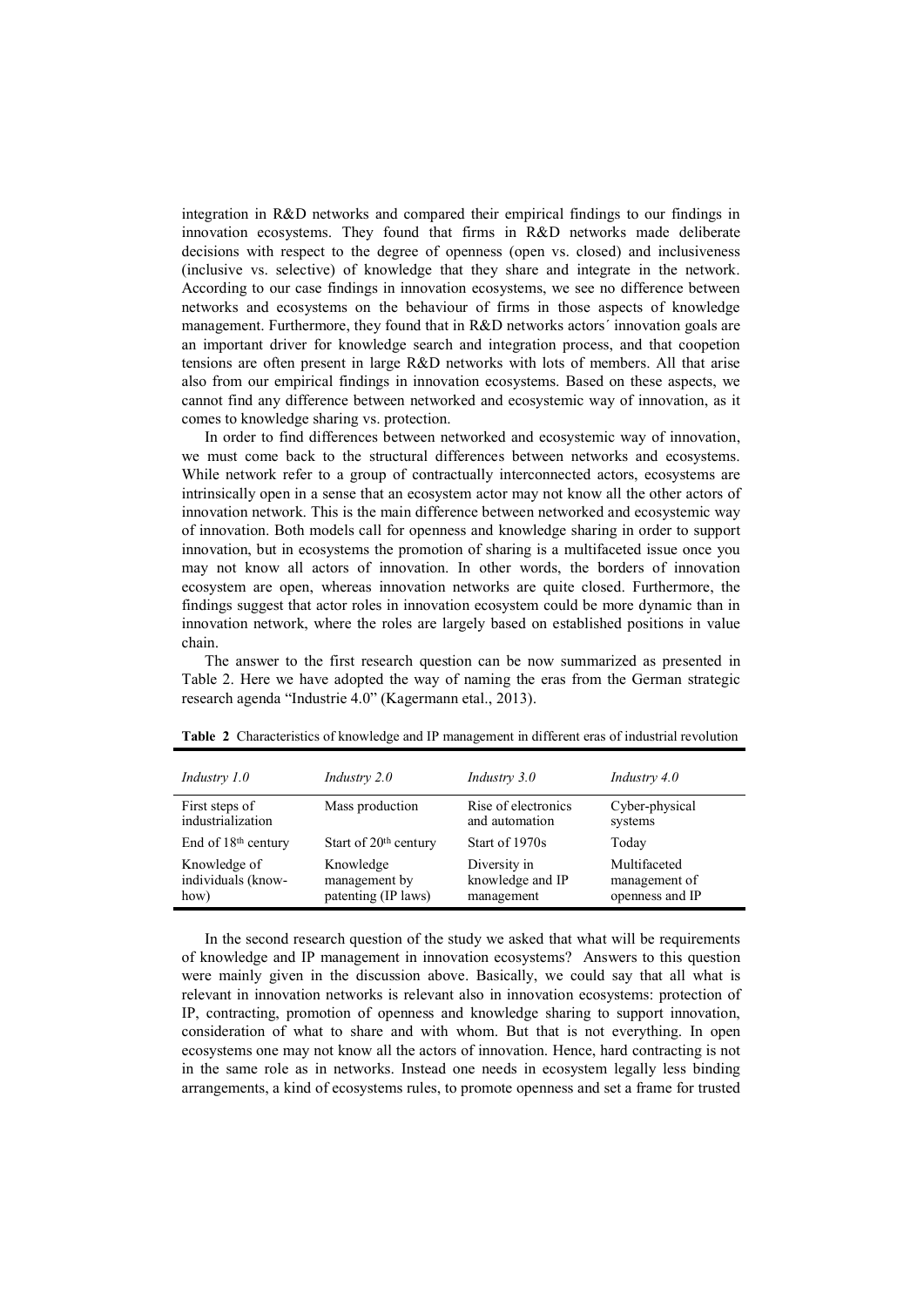integration in R&D networks and compared their empirical findings to our findings in innovation ecosystems. They found that firms in R&D networks made deliberate decisions with respect to the degree of openness (open vs. closed) and inclusiveness (inclusive vs. selective) of knowledge that they share and integrate in the network. According to our case findings in innovation ecosystems, we see no difference between networks and ecosystems on the behaviour of firms in those aspects of knowledge management. Furthermore, they found that in R&D networks actors´ innovation goals are an important driver for knowledge search and integration process, and that coopetion tensions are often present in large R&D networks with lots of members. All that arise also from our empirical findings in innovation ecosystems. Based on these aspects, we cannot find any difference between networked and ecosystemic way of innovation, as it comes to knowledge sharing vs. protection.

In order to find differences between networked and ecosystemic way of innovation, we must come back to the structural differences between networks and ecosystems. While network refer to a group of contractually interconnected actors, ecosystems are intrinsically open in a sense that an ecosystem actor may not know all the other actors of innovation network. This is the main difference between networked and ecosystemic way of innovation. Both models call for openness and knowledge sharing in order to support innovation, but in ecosystems the promotion of sharing is a multifaceted issue once you may not know all actors of innovation. In other words, the borders of innovation ecosystem are open, whereas innovation networks are quite closed. Furthermore, the findings suggest that actor roles in innovation ecosystem could be more dynamic than in innovation network, where the roles are largely based on established positions in value chain.

The answer to the first research question can be now summarized as presented in Table 2. Here we have adopted the way of naming the eras from the German strategic research agenda "Industrie 4.0" (Kagermann etal., 2013).

**Table 2** Characteristics of knowledge and IP management in different eras of industrial revolution

| *Industry 1.0* | *Industry 2.0* | *Industry 3.0* | *Industry 4.0* |
|---|---|---|---|
| First steps of industrialization | Mass production | Rise of electronics and automation | Cyber-physical systems |
| End of 18th century | Start of 20th century | Start of 1970s | Today |
| Knowledge of individuals (know-how) | Knowledge management by patenting (IP laws) | Diversity in knowledge and IP management | Multifaceted management of openness and IP |

In the second research question of the study we asked that what will be requirements of knowledge and IP management in innovation ecosystems? Answers to this question were mainly given in the discussion above. Basically, we could say that all what is relevant in innovation networks is relevant also in innovation ecosystems: protection of IP, contracting, promotion of openness and knowledge sharing to support innovation, consideration of what to share and with whom. But that is not everything. In open ecosystems one may not know all the actors of innovation. Hence, hard contracting is not in the same role as in networks. Instead one needs in ecosystem legally less binding arrangements, a kind of ecosystems rules, to promote openness and set a frame for trusted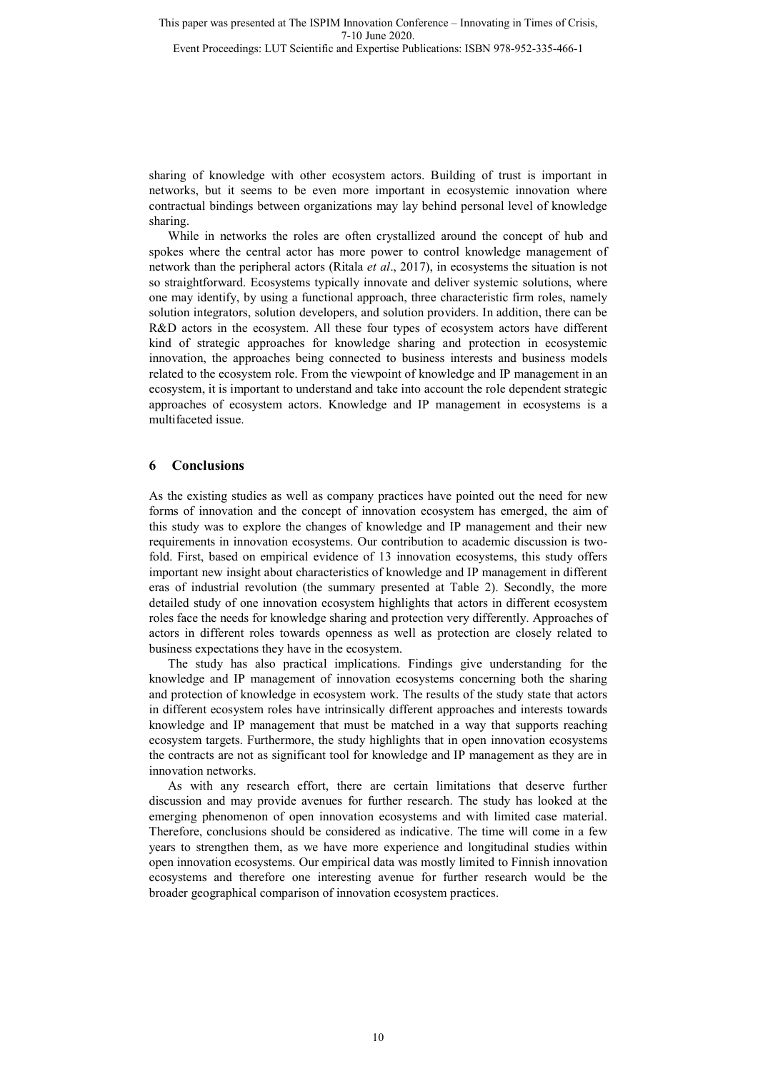sharing of knowledge with other ecosystem actors. Building of trust is important in networks, but it seems to be even more important in ecosystemic innovation where contractual bindings between organizations may lay behind personal level of knowledge sharing.

While in networks the roles are often crystallized around the concept of hub and spokes where the central actor has more power to control knowledge management of network than the peripheral actors (Ritala *et al*., 2017), in ecosystems the situation is not so straightforward. Ecosystems typically innovate and deliver systemic solutions, where one may identify, by using a functional approach, three characteristic firm roles, namely solution integrators, solution developers, and solution providers. In addition, there can be R&D actors in the ecosystem. All these four types of ecosystem actors have different kind of strategic approaches for knowledge sharing and protection in ecosystemic innovation, the approaches being connected to business interests and business models related to the ecosystem role. From the viewpoint of knowledge and IP management in an ecosystem, it is important to understand and take into account the role dependent strategic approaches of ecosystem actors. Knowledge and IP management in ecosystems is a multifaceted issue.

## 6 Conclusions

As the existing studies as well as company practices have pointed out the need for new forms of innovation and the concept of innovation ecosystem has emerged, the aim of this study was to explore the changes of knowledge and IP management and their new requirements in innovation ecosystems. Our contribution to academic discussion is two-fold. First, based on empirical evidence of 13 innovation ecosystems, this study offers important new insight about characteristics of knowledge and IP management in different eras of industrial revolution (the summary presented at Table 2). Secondly, the more detailed study of one innovation ecosystem highlights that actors in different ecosystem roles face the needs for knowledge sharing and protection very differently. Approaches of actors in different roles towards openness as well as protection are closely related to business expectations they have in the ecosystem.

The study has also practical implications. Findings give understanding for the knowledge and IP management of innovation ecosystems concerning both the sharing and protection of knowledge in ecosystem work. The results of the study state that actors in different ecosystem roles have intrinsically different approaches and interests towards knowledge and IP management that must be matched in a way that supports reaching ecosystem targets. Furthermore, the study highlights that in open innovation ecosystems the contracts are not as significant tool for knowledge and IP management as they are in innovation networks.

As with any research effort, there are certain limitations that deserve further discussion and may provide avenues for further research. The study has looked at the emerging phenomenon of open innovation ecosystems and with limited case material. Therefore, conclusions should be considered as indicative. The time will come in a few years to strengthen them, as we have more experience and longitudinal studies within open innovation ecosystems. Our empirical data was mostly limited to Finnish innovation ecosystems and therefore one interesting avenue for further research would be the broader geographical comparison of innovation ecosystem practices.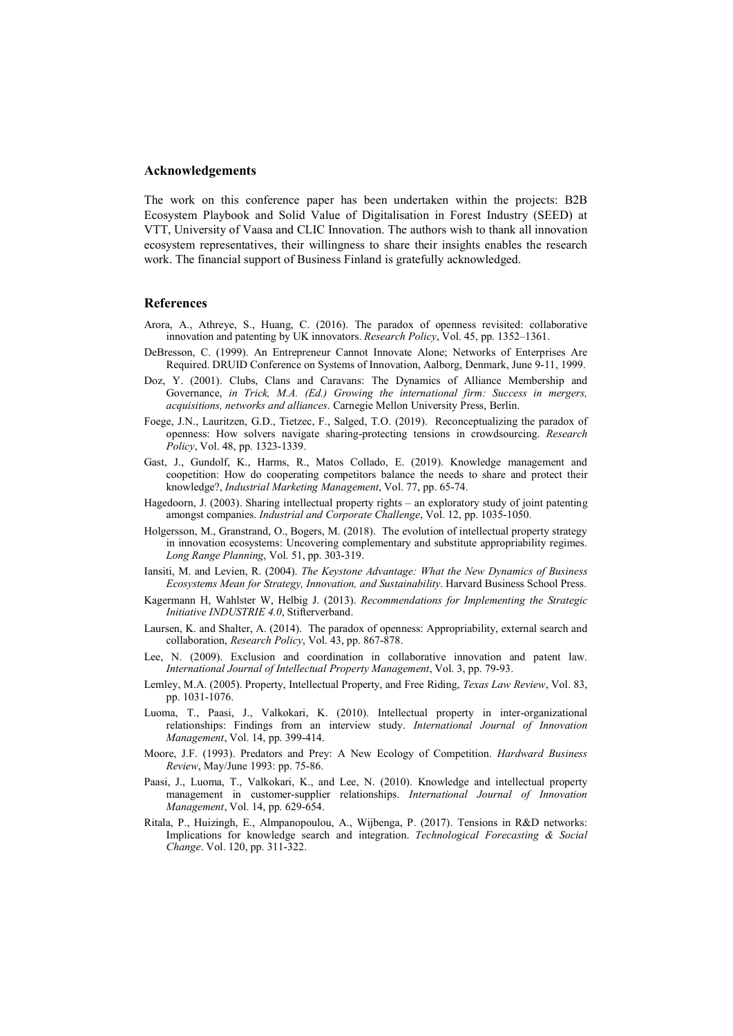## Acknowledgements

The work on this conference paper has been undertaken within the projects: B2B Ecosystem Playbook and Solid Value of Digitalisation in Forest Industry (SEED) at VTT, University of Vaasa and CLIC Innovation. The authors wish to thank all innovation ecosystem representatives, their willingness to share their insights enables the research work. The financial support of Business Finland is gratefully acknowledged.

## References

Arora, A., Athreye, S., Huang, C. (2016). The paradox of openness revisited: collaborative innovation and patenting by UK innovators. *Research Policy*, Vol. 45, pp. 1352–1361.

DeBresson, C. (1999). An Entrepreneur Cannot Innovate Alone; Networks of Enterprises Are Required. DRUID Conference on Systems of Innovation, Aalborg, Denmark, June 9-11, 1999.

Doz, Y. (2001). Clubs, Clans and Caravans: The Dynamics of Alliance Membership and Governance, *in Trick, M.A. (Ed.) Growing the international firm: Success in mergers, acquisitions, networks and alliances*. Carnegie Mellon University Press, Berlin.

Foege, J.N., Lauritzen, G.D., Tietzec, F., Salged, T.O. (2019). Reconceptualizing the paradox of openness: How solvers navigate sharing-protecting tensions in crowdsourcing. *Research Policy*, Vol. 48, pp. 1323-1339.

Gast, J., Gundolf, K., Harms, R., Matos Collado, E. (2019). Knowledge management and coopetition: How do cooperating competitors balance the needs to share and protect their knowledge?, *Industrial Marketing Management*, Vol. 77, pp. 65-74.

Hagedoorn, J. (2003). Sharing intellectual property rights – an exploratory study of joint patenting amongst companies. *Industrial and Corporate Challenge*, Vol. 12, pp. 1035-1050.

Holgersson, M., Granstrand, O., Bogers, M. (2018). The evolution of intellectual property strategy in innovation ecosystems: Uncovering complementary and substitute appropriability regimes. *Long Range Planning*, Vol. 51, pp. 303-319.

Iansiti, M. and Levien, R. (2004). *The Keystone Advantage: What the New Dynamics of Business Ecosystems Mean for Strategy, Innovation, and Sustainability*. Harvard Business School Press.

Kagermann H, Wahlster W, Helbig J. (2013). *Recommendations for Implementing the Strategic Initiative INDUSTRIE 4.0*, Stifterverband.

Laursen, K. and Shalter, A. (2014). The paradox of openness: Appropriability, external search and collaboration, *Research Policy*, Vol. 43, pp. 867-878.

Lee, N. (2009). Exclusion and coordination in collaborative innovation and patent law. *International Journal of Intellectual Property Management*, Vol. 3, pp. 79-93.

Lemley, M.A. (2005). Property, Intellectual Property, and Free Riding, *Texas Law Review*, Vol. 83, pp. 1031-1076.

Luoma, T., Paasi, J., Valkokari, K. (2010). Intellectual property in inter-organizational relationships: Findings from an interview study. *International Journal of Innovation Management*, Vol. 14, pp. 399-414.

Moore, J.F. (1993). Predators and Prey: A New Ecology of Competition. *Hardward Business Review*, May/June 1993: pp. 75-86.

Paasi, J., Luoma, T., Valkokari, K., and Lee, N. (2010). Knowledge and intellectual property management in customer-supplier relationships. *International Journal of Innovation Management*, Vol. 14, pp. 629-654.

Ritala, P., Huizingh, E., Almpanopoulou, A., Wijbenga, P. (2017). Tensions in R&D networks: Implications for knowledge search and integration. *Technological Forecasting & Social Change*. Vol. 120, pp. 311-322.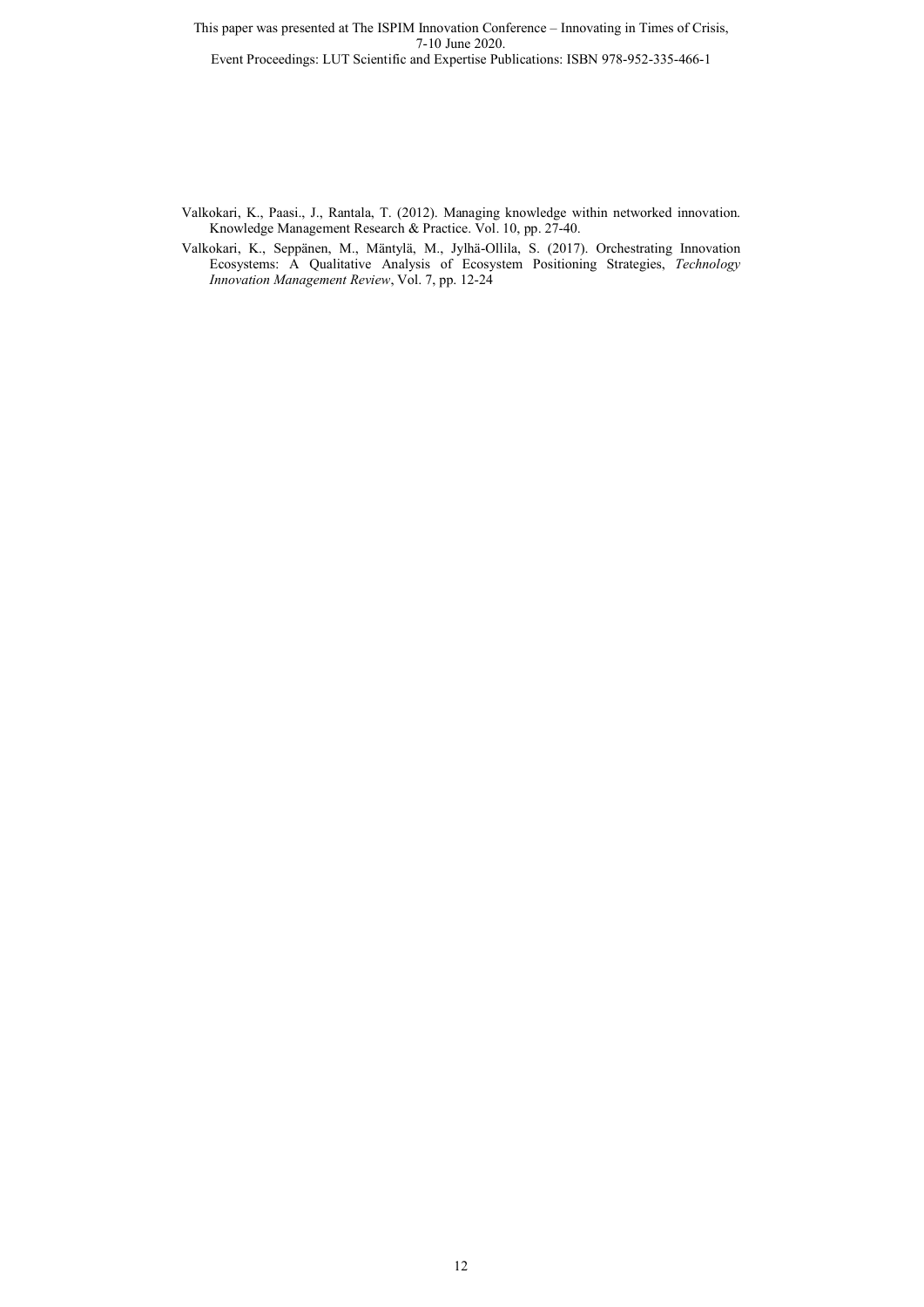Valkokari, K., Paasi., J., Rantala, T. (2012). Managing knowledge within networked innovation. Knowledge Management Research & Practice. Vol. 10, pp. 27-40.

Valkokari, K., Seppänen, M., Mäntylä, M., Jylhä-Ollila, S. (2017). Orchestrating Innovation Ecosystems: A Qualitative Analysis of Ecosystem Positioning Strategies, *Technology Innovation Management Review*, Vol. 7, pp. 12-24